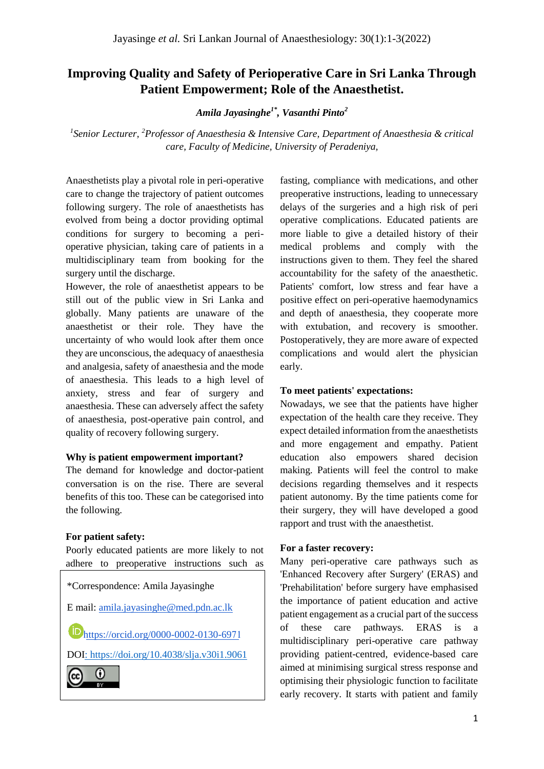# Improving Quality and Safety of Perioperative Care in Sri Lanka Through Patient Empowerment; Role of the Anaesthetist.

***Amila Jayasinghe[1*], Vasanthi Pinto[2]***

*[1]Senior Lecturer, [2]Professor of Anaesthesia & Intensive Care, Department of Anaesthesia & critical care, Faculty of Medicine, University of Peradeniya,*

Anaesthetists play a pivotal role in peri-operative care to change the trajectory of patient outcomes following surgery. The role of anaesthetists has evolved from being a doctor providing optimal conditions for surgery to becoming a peri-operative physician, taking care of patients in a multidisciplinary team from booking for the surgery until the discharge.

However, the role of anaesthetist appears to be still out of the public view in Sri Lanka and globally. Many patients are unaware of the anaesthetist or their role. They have the uncertainty of who would look after them once they are unconscious, the adequacy of anaesthesia and analgesia, safety of anaesthesia and the mode of anaesthesia. This leads to ~~a~~ high level of anxiety, stress and fear of surgery and anaesthesia. These can adversely affect the safety of anaesthesia, post-operative pain control, and quality of recovery following surgery.

**Why is patient empowerment important?**

The demand for knowledge and doctor-patient conversation is on the rise. There are several benefits of this too. These can be categorised into the following.

**For patient safety:**

Poorly educated patients are more likely to not adhere to preoperative instructions such as fasting, compliance with medications, and other preoperative instructions, leading to unnecessary delays of the surgeries and a high risk of peri operative complications. Educated patients are more liable to give a detailed history of their medical problems and comply with the instructions given to them. They feel the shared accountability for the safety of the anaesthetic. Patients' comfort, low stress and fear have a positive effect on peri-operative haemodynamics and depth of anaesthesia, they cooperate more with extubation, and recovery is smoother. Postoperatively, they are more aware of expected complications and would alert the physician early.

**To meet patients' expectations:**

Nowadays, we see that the patients have higher expectation of the health care they receive. They expect detailed information from the anaesthetists and more engagement and empathy. Patient education also empowers shared decision making. Patients will feel the control to make decisions regarding themselves and it respects patient autonomy. By the time patients come for their surgery, they will have developed a good rapport and trust with the anaesthetist.

**For a faster recovery:**

Many peri-operative care pathways such as 'Enhanced Recovery after Surgery' (ERAS) and 'Prehabilitation' before surgery have emphasised the importance of patient education and active patient engagement as a crucial part of the success of these care pathways. ERAS is a multidisciplinary peri-operative care pathway providing patient-centred, evidence-based care aimed at minimising surgical stress response and optimising their physiologic function to facilitate early recovery. It starts with patient and family

*Correspondence: Amila Jayasinghe

E mail: amila.jayasinghe@med.pdn.ac.lk

https://orcid.org/0000-0002-0130-6971

DOI: https://doi.org/10.4038/slja.v30i1.9061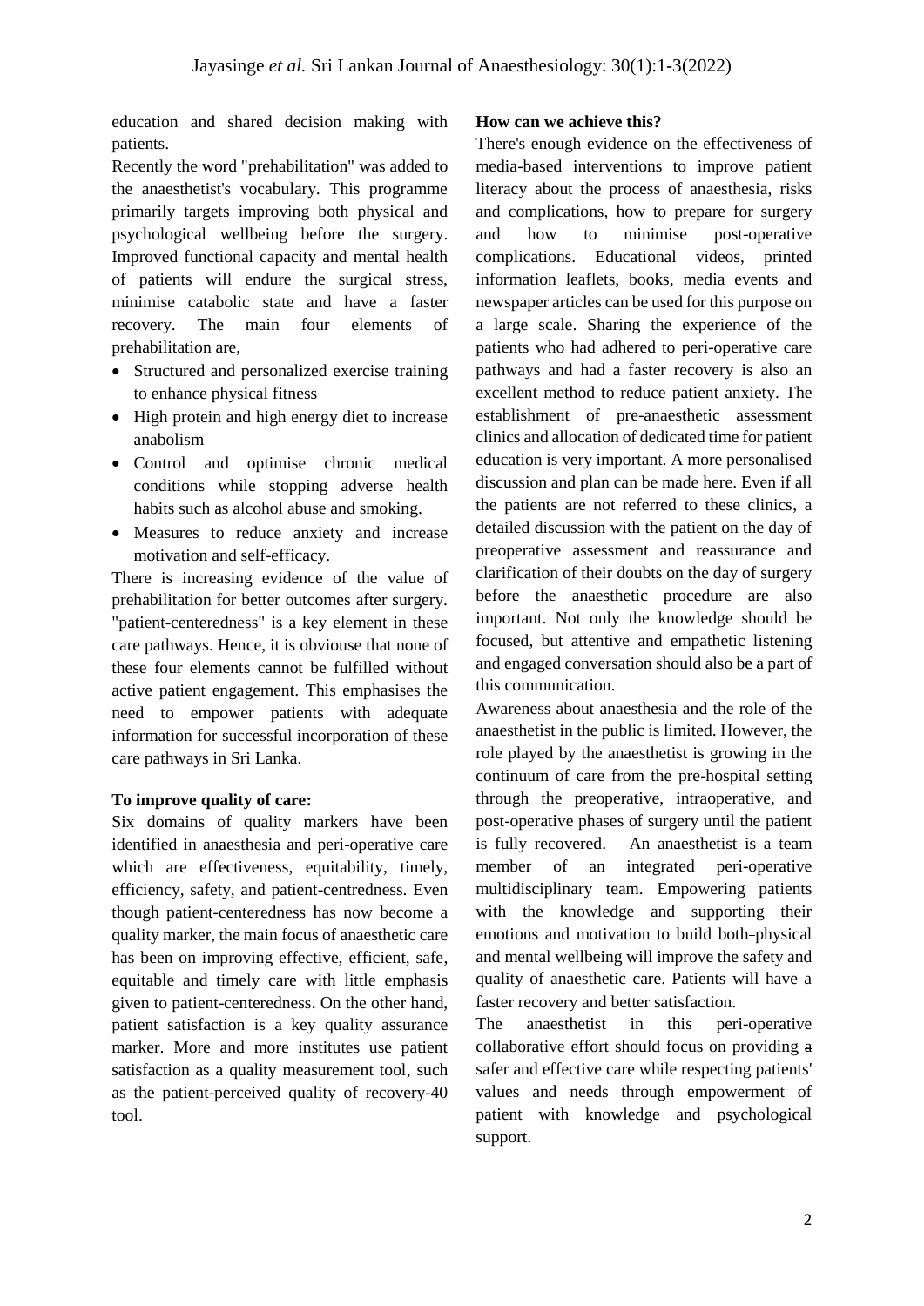education and shared decision making with patients.

Recently the word "prehabilitation" was added to the anaesthetist's vocabulary. This programme primarily targets improving both physical and psychological wellbeing before the surgery. Improved functional capacity and mental health of patients will endure the surgical stress, minimise catabolic state and have a faster recovery. The main four elements of prehabilitation are,

- Structured and personalized exercise training to enhance physical fitness
- High protein and high energy diet to increase anabolism
- Control and optimise chronic medical conditions while stopping adverse health habits such as alcohol abuse and smoking.
- Measures to reduce anxiety and increase motivation and self-efficacy.

There is increasing evidence of the value of prehabilitation for better outcomes after surgery. "patient-centeredness" is a key element in these care pathways. Hence, it is obviouse that none of these four elements cannot be fulfilled without active patient engagement. This emphasises the need to empower patients with adequate information for successful incorporation of these care pathways in Sri Lanka.

**To improve quality of care:**

Six domains of quality markers have been identified in anaesthesia and peri-operative care which are effectiveness, equitability, timely, efficiency, safety, and patient-centredness. Even though patient-centeredness has now become a quality marker, the main focus of anaesthetic care has been on improving effective, efficient, safe, equitable and timely care with little emphasis given to patient-centeredness. On the other hand, patient satisfaction is a key quality assurance marker. More and more institutes use patient satisfaction as a quality measurement tool, such as the patient-perceived quality of recovery-40 tool.

**How can we achieve this?**

There's enough evidence on the effectiveness of media-based interventions to improve patient literacy about the process of anaesthesia, risks and complications, how to prepare for surgery and how to minimise post-operative complications. Educational videos, printed information leaflets, books, media events and newspaper articles can be used for this purpose on a large scale. Sharing the experience of the patients who had adhered to peri-operative care pathways and had a faster recovery is also an excellent method to reduce patient anxiety. The establishment of pre-anaesthetic assessment clinics and allocation of dedicated time for patient education is very important. A more personalised discussion and plan can be made here. Even if all the patients are not referred to these clinics, a detailed discussion with the patient on the day of preoperative assessment and reassurance and clarification of their doubts on the day of surgery before the anaesthetic procedure are also important. Not only the knowledge should be focused, but attentive and empathetic listening and engaged conversation should also be a part of this communication.

Awareness about anaesthesia and the role of the anaesthetist in the public is limited. However, the role played by the anaesthetist is growing in the continuum of care from the pre-hospital setting through the preoperative, intraoperative, and post-operative phases of surgery until the patient is fully recovered. An anaesthetist is a team member of an integrated peri-operative multidisciplinary team. Empowering patients with the knowledge and supporting their emotions and motivation to build both-physical and mental wellbeing will improve the safety and quality of anaesthetic care. Patients will have a faster recovery and better satisfaction.

The anaesthetist in this peri-operative collaborative effort should focus on providing a safer and effective care while respecting patients' values and needs through empowerment of patient with knowledge and psychological support.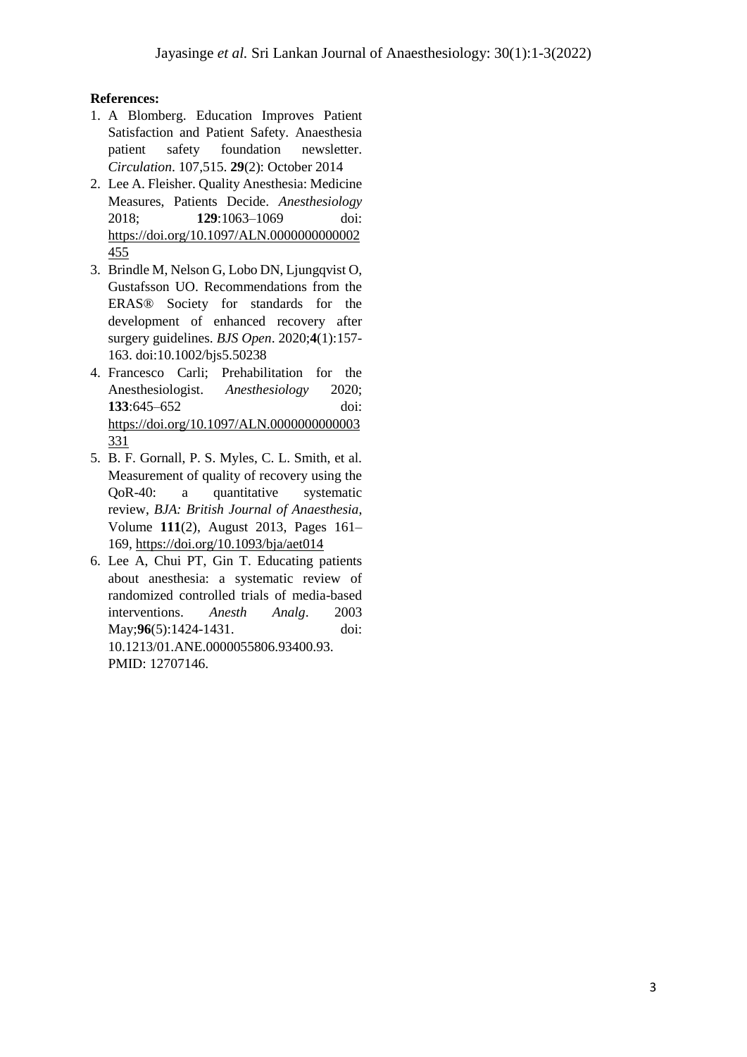**References:**

1. A Blomberg. Education Improves Patient Satisfaction and Patient Safety. Anaesthesia patient safety foundation newsletter. *Circulation*. 107,515. **29**(2): October 2014
2. Lee A. Fleisher. Quality Anesthesia: Medicine Measures, Patients Decide. *Anesthesiology* 2018; **129**:1063–1069 doi: https://doi.org/10.1097/ALN.0000000000002455
3. Brindle M, Nelson G, Lobo DN, Ljungqvist O, Gustafsson UO. Recommendations from the ERAS® Society for standards for the development of enhanced recovery after surgery guidelines. *BJS Open*. 2020;**4**(1):157-163. doi:10.1002/bjs5.50238
4. Francesco Carli; Prehabilitation for the Anesthesiologist. *Anesthesiology* 2020; **133**:645–652 doi: https://doi.org/10.1097/ALN.0000000000003331
5. B. F. Gornall, P. S. Myles, C. L. Smith, et al. Measurement of quality of recovery using the QoR-40: a quantitative systematic review, *BJA: British Journal of Anaesthesia*, Volume **111**(2), August 2013, Pages 161–169, https://doi.org/10.1093/bja/aet014
6. Lee A, Chui PT, Gin T. Educating patients about anesthesia: a systematic review of randomized controlled trials of media-based interventions. *Anesth Analg*. 2003 May;**96**(5):1424-1431. doi: 10.1213/01.ANE.0000055806.93400.93. PMID: 12707146.